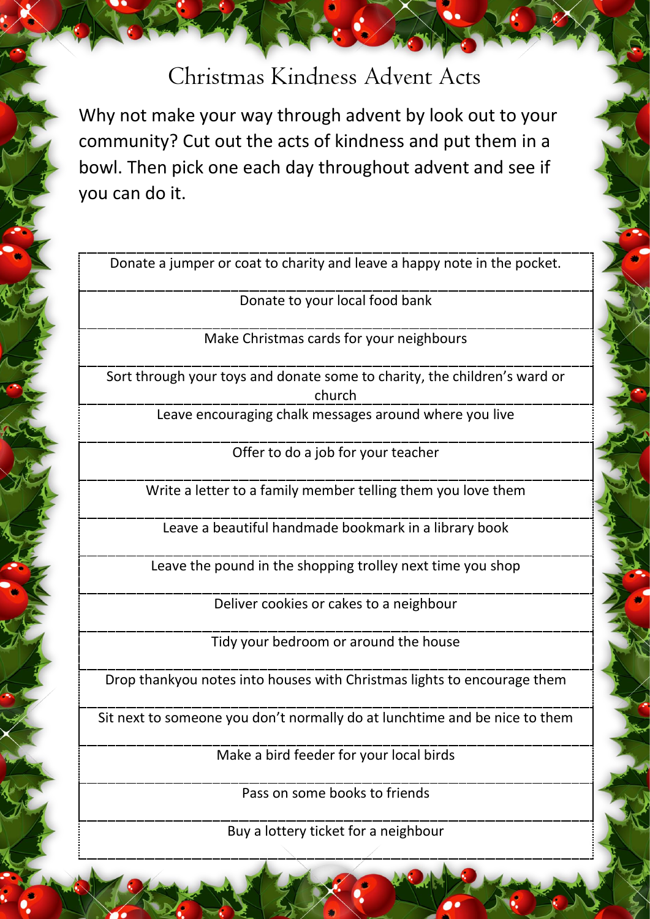# Christmas Kindness Advent Acts

Why not make your way through advent by look out to your community? Cut out the acts of kindness and put them in a bowl. Then pick one each day throughout advent and see if you can do it.

| Donate a jumper or coat to charity and leave a happy note in the pocket. |
| --- |
| Donate to your local food bank |
| Make Christmas cards for your neighbours |
| Sort through your toys and donate some to charity, the children's ward or church |
| Leave encouraging chalk messages around where you live |
| Offer to do a job for your teacher |
| Write a letter to a family member telling them you love them |
| Leave a beautiful handmade bookmark in a library book |
| Leave the pound in the shopping trolley next time you shop |
| Deliver cookies or cakes to a neighbour |
| Tidy your bedroom or around the house |
| Drop thankyou notes into houses with Christmas lights to encourage them |
| Sit next to someone you don't normally do at lunchtime and be nice to them |
| Make a bird feeder for your local birds |
| Pass on some books to friends |
| Buy a lottery ticket for a neighbour |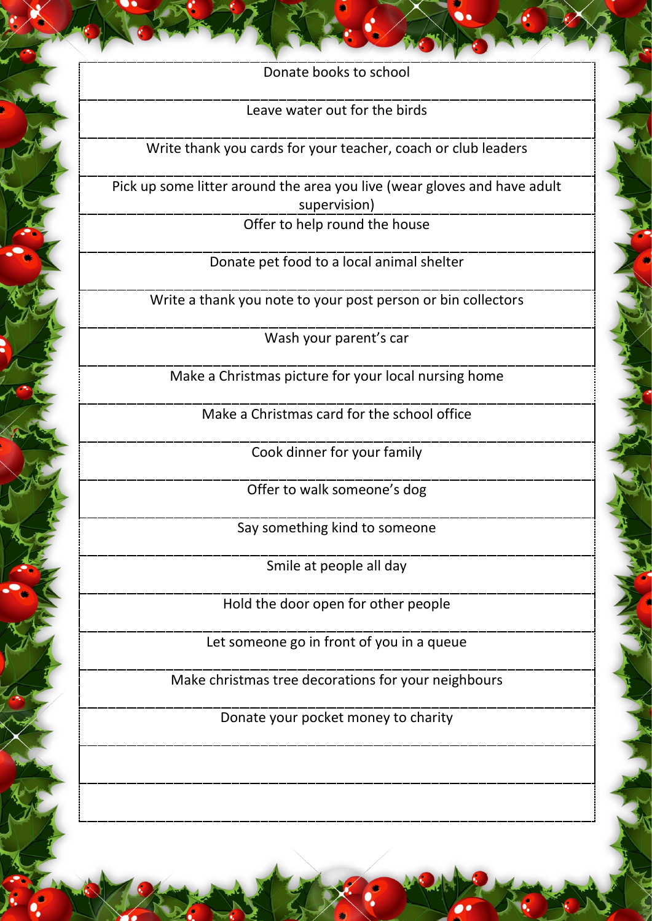| |
|---|
| Donate books to school |
| Leave water out for the birds |
| Write thank you cards for your teacher, coach or club leaders |
| Pick up some litter around the area you live (wear gloves and have adult supervision) |
| Offer to help round the house |
| Donate pet food to a local animal shelter |
| Write a thank you note to your post person or bin collectors |
| Wash your parent's car |
| Make a Christmas picture for your local nursing home |
| Make a Christmas card for the school office |
| Cook dinner for your family |
| Offer to walk someone's dog |
| Say something kind to someone |
| Smile at people all day |
| Hold the door open for other people |
| Let someone go in front of you in a queue |
| Make christmas tree decorations for your neighbours |
| Donate your pocket money to charity |
| |
| |